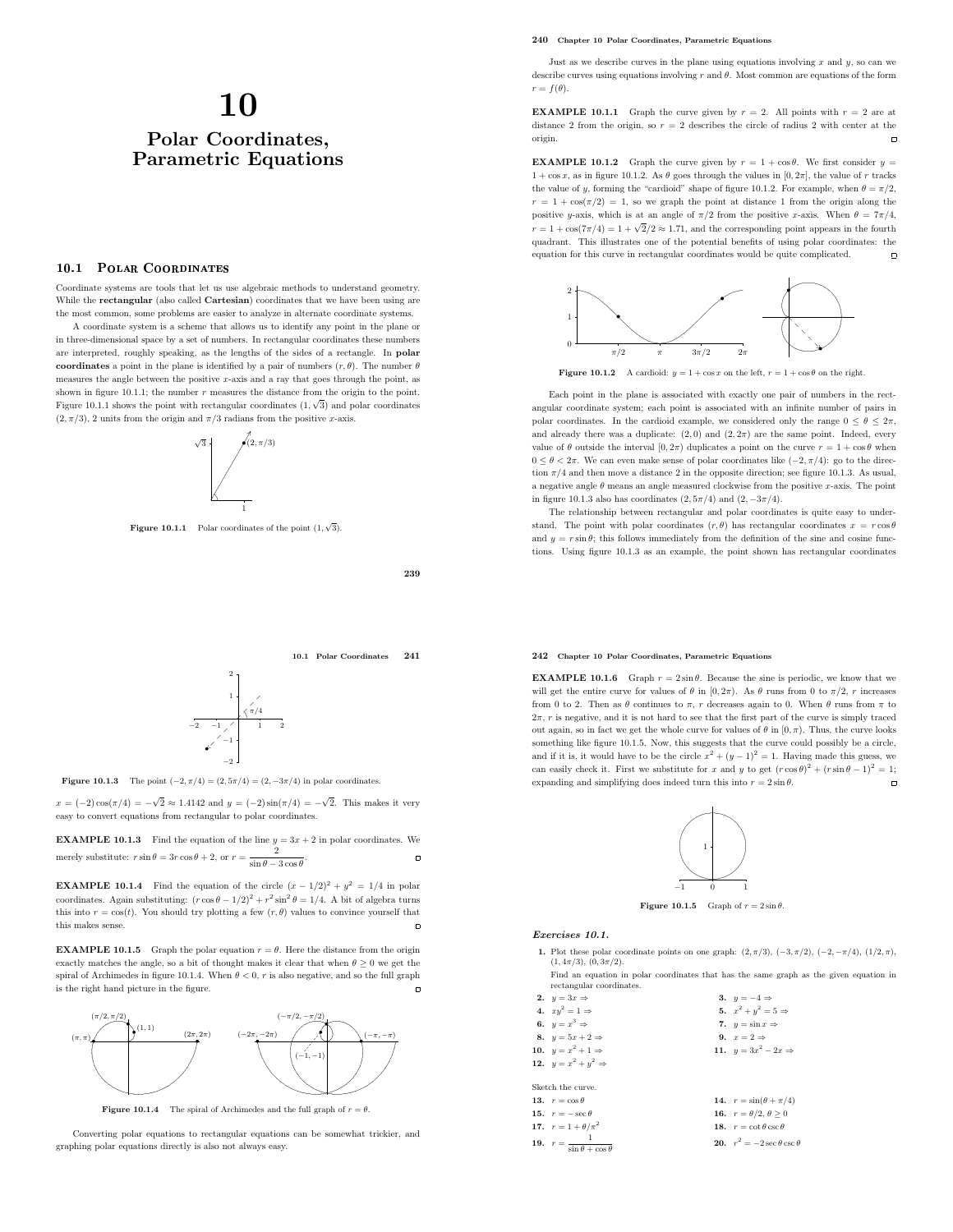# 10

# Polar Coordinates, Parametric Equations

## 10.1 Polar Coordinates

Coordinate systems are tools that let us use algebraic methods to understand geometry. While the **rectangular** (also called **Cartesian**) coordinates that we have been using are the most common, some problems are easier to analyze in alternate coordinate systems.

A coordinate system is a scheme that allows us to identify any point in the plane or in three-dimensional space by a set of numbers. In rectangular coordinates these numbers are interpreted, roughly speaking, as the lengths of the sides of a rectangle. In **polar coordinates** a point in the plane is identified by a pair of numbers $(r, \theta)$. The number $\theta$ measures the angle between the positive $x$-axis and a ray that goes through the point, as shown in figure 10.1.1; the number $r$ measures the distance from the origin to the point. Figure 10.1.1 shows the point with rectangular coordinates $(1, \sqrt{3})$ and polar coordinates $(2, \pi/3)$, 2 units from the origin and $\pi/3$ radians from the positive $x$-axis.

**Figure 10.1.1** Polar coordinates of the point $(1, \sqrt{3})$.

Just as we describe curves in the plane using equations involving $x$ and $y$, so can we describe curves using equations involving $r$ and $\theta$. Most common are equations of the form $r = f(\theta)$.

**EXAMPLE 10.1.1** Graph the curve given by $r = 2$. All points with $r = 2$ are at distance 2 from the origin, so $r = 2$ describes the circle of radius 2 with center at the origin. □

**EXAMPLE 10.1.2** Graph the curve given by $r = 1 + \cos\theta$. We first consider $y = 1 + \cos x$, as in figure 10.1.2. As $\theta$ goes through the values in $[0, 2\pi]$, the value of $r$ tracks the value of $y$, forming the "cardioid" shape of figure 10.1.2. For example, when $\theta = \pi/2$, $r = 1 + \cos(\pi/2) = 1$, so we graph the point at distance 1 from the origin along the positive $y$-axis, which is at an angle of $\pi/2$ from the positive $x$-axis. When $\theta = 7\pi/4$, $r = 1 + \cos(7\pi/4) = 1 + \sqrt{2}/2 \approx 1.71$, and the corresponding point appears in the fourth quadrant. This illustrates one of the potential benefits of using polar coordinates: the equation for this curve in rectangular coordinates would be quite complicated. □

**Figure 10.1.2** A cardioid: $y = 1 + \cos x$ on the left, $r = 1 + \cos\theta$ on the right.

Each point in the plane is associated with exactly one pair of numbers in the rectangular coordinate system; each point is associated with an infinite number of pairs in polar coordinates. In the cardioid example, we considered only the range $0 \le \theta \le 2\pi$, and already there was a duplicate: $(2, 0)$ and $(2, 2\pi)$ are the same point. Indeed, every value of $\theta$ outside the interval $[0, 2\pi)$ duplicates a point on the curve $r = 1 + \cos\theta$ when $0 \le \theta < 2\pi$. We can even make sense of polar coordinates like $(-2, \pi/4)$: go to the direction $\pi/4$ and then move a distance 2 in the opposite direction; see figure 10.1.3. As usual, a negative angle $\theta$ means an angle measured clockwise from the positive $x$-axis. The point in figure 10.1.3 also has coordinates $(2, 5\pi/4)$ and $(2, -3\pi/4)$.

The relationship between rectangular and polar coordinates is quite easy to understand. The point with polar coordinates $(r, \theta)$ has rectangular coordinates $x = r\cos\theta$ and $y = r\sin\theta$; this follows immediately from the definition of the sine and cosine functions. Using figure 10.1.3 as an example, the point shown has rectangular coordinates $x = (-2)\cos(\pi/4) = -\sqrt{2} \approx 1.4142$ and $y = (-2)\sin(\pi/4) = -\sqrt{2}$. This makes it very easy to convert equations from rectangular to polar coordinates.

**Figure 10.1.3** The point $(-2, \pi/4) = (2, 5\pi/4) = (2, -3\pi/4)$ in polar coordinates.

**EXAMPLE 10.1.3** Find the equation of the line $y = 3x + 2$ in polar coordinates. We merely substitute: $r\sin\theta = 3r\cos\theta + 2$, or $r = \dfrac{2}{\sin\theta - 3\cos\theta}$. □

**EXAMPLE 10.1.4** Find the equation of the circle $(x - 1/2)^2 + y^2 = 1/4$ in polar coordinates. Again substituting: $(r\cos\theta - 1/2)^2 + r^2\sin^2\theta = 1/4$. A bit of algebra turns this into $r = \cos(t)$. You should try plotting a few $(r, \theta)$ values to convince yourself that this makes sense. □

**EXAMPLE 10.1.5** Graph the polar equation $r = \theta$. Here the distance from the origin exactly matches the angle, so a bit of thought makes it clear that when $\theta \ge 0$ we get the spiral of Archimedes in figure 10.1.4. When $\theta < 0$, $r$ is also negative, and so the full graph is the right hand picture in the figure. □

**Figure 10.1.4** The spiral of Archimedes and the full graph of $r = \theta$.

Converting polar equations to rectangular equations can be somewhat trickier, and graphing polar equations directly is also not always easy.

**EXAMPLE 10.1.6** Graph $r = 2\sin\theta$. Because the sine is periodic, we know that we will get the entire curve for values of $\theta$ in $[0, 2\pi)$. As $\theta$ runs from 0 to $\pi/2$, $r$ increases from 0 to 2. Then as $\theta$ continues to $\pi$, $r$ decreases again to 0. When $\theta$ runs from $\pi$ to $2\pi$, $r$ is negative, and it is not hard to see that the first part of the curve is simply traced out again, so in fact we get the whole curve for values of $\theta$ in $[0, \pi)$. Thus, the curve looks something like figure 10.1.5. Now, this suggests that the curve could possibly be a circle, and if it is, it would have to be the circle $x^2 + (y - 1)^2 = 1$. Having made this guess, we can easily check it. First we substitute for $x$ and $y$ to get $(r\cos\theta)^2 + (r\sin\theta - 1)^2 = 1$; expanding and simplifying does indeed turn this into $r = 2\sin\theta$. □

**Figure 10.1.5** Graph of $r = 2\sin\theta$.

### *Exercises 10.1.*

**1.** Plot these polar coordinate points on one graph: $(2, \pi/3)$, $(-3, \pi/2)$, $(-2, -\pi/4)$, $(1/2, \pi)$, $(1, 4\pi/3)$, $(0, 3\pi/2)$.

Find an equation in polar coordinates that has the same graph as the given equation in rectangular coordinates.

**2.** $y = 3x \Rightarrow$

**3.** $y = -4 \Rightarrow$

**4.** $xy^2 = 1 \Rightarrow$

**5.** $x^2 + y^2 = 5 \Rightarrow$

**6.** $y = x^3 \Rightarrow$

**7.** $y = \sin x \Rightarrow$

**8.** $y = 5x + 2 \Rightarrow$

**9.** $x = 2 \Rightarrow$

**10.** $y = x^2 + 1 \Rightarrow$

**11.** $y = 3x^2 - 2x \Rightarrow$

**12.** $y = x^2 + y^2 \Rightarrow$

Sketch the curve.

**13.** $r = \cos\theta$

**14.** $r = \sin(\theta + \pi/4)$

**15.** $r = -\sec\theta$

**16.** $r = \theta/2, \theta \ge 0$

**17.** $r = 1 + \theta/\pi^2$

**18.** $r = \cot\theta\csc\theta$

**19.** $r = \dfrac{1}{\sin\theta + \cos\theta}$

**20.** $r^2 = -2\sec\theta\csc\theta$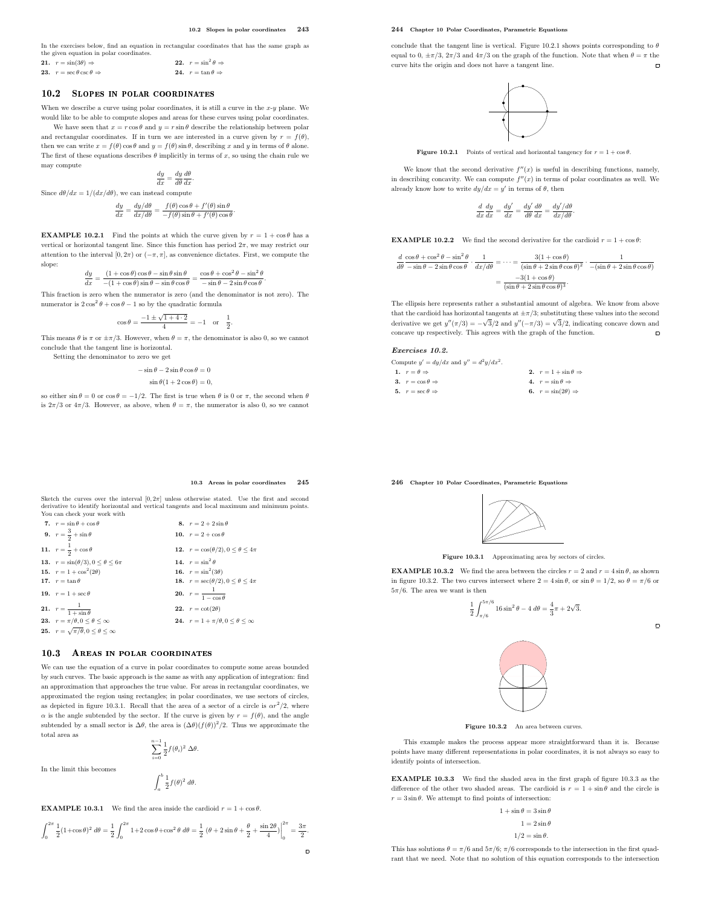In the exercises below, find an equation in rectangular coordinates that has the same graph as the given equation in polar coordinates.

**21.** $r = \sin(3\theta) \Rightarrow$

**22.** $r = \sin^2\theta \Rightarrow$

**23.** $r = \sec\theta\csc\theta \Rightarrow$

**24.** $r = \tan\theta \Rightarrow$

## 10.2 Slopes in polar coordinates

When we describe a curve using polar coordinates, it is still a curve in the $x$-$y$ plane. We would like to be able to compute slopes and areas for these curves using polar coordinates.

We have seen that $x = r\cos\theta$ and $y = r\sin\theta$ describe the relationship between polar and rectangular coordinates. If in turn we are interested in a curve given by $r = f(\theta)$, then we can write $x = f(\theta)\cos\theta$ and $y = f(\theta)\sin\theta$, describing $x$ and $y$ in terms of $\theta$ alone. The first of these equations describes $\theta$ implicitly in terms of $x$, so using the chain rule we may compute

$$\frac{dy}{dx} = \frac{dy}{d\theta}\frac{d\theta}{dx}.$$

Since $d\theta/dx = 1/(dx/d\theta)$, we can instead compute

$$\frac{dy}{dx} = \frac{dy/d\theta}{dx/d\theta} = \frac{f(\theta)\cos\theta + f'(\theta)\sin\theta}{-f(\theta)\sin\theta + f'(\theta)\cos\theta}.$$

**EXAMPLE 10.2.1** Find the points at which the curve given by $r = 1 + \cos\theta$ has a vertical or horizontal tangent line. Since this function has period $2\pi$, we may restrict our attention to the interval $[0, 2\pi)$ or $(-\pi, \pi]$, as convenience dictates. First, we compute the slope:

$$\frac{dy}{dx} = \frac{(1+\cos\theta)\cos\theta - \sin\theta\sin\theta}{-(1+\cos\theta)\sin\theta - \sin\theta\cos\theta} = \frac{\cos\theta + \cos^2\theta - \sin^2\theta}{-\sin\theta - 2\sin\theta\cos\theta}.$$

This fraction is zero when the numerator is zero (and the denominator is not zero). The numerator is $2\cos^2\theta + \cos\theta - 1$ so by the quadratic formula

$$\cos\theta = \frac{-1 \pm \sqrt{1 + 4\cdot 2}}{4} = -1 \quad \text{or} \quad \frac{1}{2}.$$

This means $\theta$ is $\pi$ or $\pm\pi/3$. However, when $\theta = \pi$, the denominator is also 0, so we cannot conclude that the tangent line is horizontal.

Setting the denominator to zero we get

$$-\sin\theta - 2\sin\theta\cos\theta = 0$$
$$\sin\theta(1 + 2\cos\theta) = 0,$$

so either $\sin\theta = 0$ or $\cos\theta = -1/2$. The first is true when $\theta$ is 0 or $\pi$, the second when $\theta$ is $2\pi/3$ or $4\pi/3$. However, as above, when $\theta = \pi$, the numerator is also 0, so we cannot conclude that the tangent line is vertical. Figure 10.2.1 shows points corresponding to $\theta$ equal to 0, $\pm\pi/3$, $2\pi/3$ and $4\pi/3$ on the graph of the function. Note that when $\theta = \pi$ the curve hits the origin and does not have a tangent line. □

**Figure 10.2.1** Points of vertical and horizontal tangency for $r = 1 + \cos\theta$.

We know that the second derivative $f''(x)$ is useful in describing functions, namely, in describing concavity. We can compute $f''(x)$ in terms of polar coordinates as well. We already know how to write $dy/dx = y'$ in terms of $\theta$, then

$$\frac{d}{dx}\frac{dy}{dx} = \frac{dy'}{dx} = \frac{dy'}{d\theta}\frac{d\theta}{dx} = \frac{dy'/d\theta}{dx/d\theta}.$$

**EXAMPLE 10.2.2** We find the second derivative for the cardioid $r = 1 + \cos\theta$:

$$\frac{d}{d\theta}\frac{\cos\theta + \cos^2\theta - \sin^2\theta}{-\sin\theta - 2\sin\theta\cos\theta}\cdot\frac{1}{dx/d\theta} = \cdots = \frac{3(1+\cos\theta)}{(\sin\theta + 2\sin\theta\cos\theta)^2}\cdot\frac{1}{-(\sin\theta + 2\sin\theta\cos\theta)}$$
$$= \frac{-3(1+\cos\theta)}{(\sin\theta + 2\sin\theta\cos\theta)^3}.$$

The ellipsis here represents rather a substantial amount of algebra. We know from above that the cardioid has horizontal tangents at $\pm\pi/3$; substituting these values into the second derivative we get $y''(\pi/3) = -\sqrt{3}/2$ and $y''(-\pi/3) = \sqrt{3}/2$, indicating concave down and concave up respectively. This agrees with the graph of the function. □

### *Exercises 10.2.*

Compute $y' = dy/dx$ and $y'' = d^2y/dx^2$.

**1.** $r = \theta \Rightarrow$

**2.** $r = 1 + \sin\theta \Rightarrow$

**3.** $r = \cos\theta \Rightarrow$

**4.** $r = \sin\theta \Rightarrow$

**5.** $r = \sec\theta \Rightarrow$

**6.** $r = \sin(2\theta) \Rightarrow$

Sketch the curves over the interval $[0, 2\pi]$ unless otherwise stated. Use the first and second derivative to identify horizontal and vertical tangents and local maximum and minimum points. You can check your work with

**7.** $r = \sin\theta + \cos\theta$

**8.** $r = 2 + 2\sin\theta$

**9.** $r = \dfrac{3}{2} + \sin\theta$

**10.** $r = 2 + \cos\theta$

**11.** $r = \dfrac{1}{2} + \cos\theta$

**12.** $r = \cos(\theta/2), 0 \le \theta \le 4\pi$

**13.** $r = \sin(\theta/3), 0 \le \theta \le 6\pi$

**14.** $r = \sin^2\theta$

**15.** $r = 1 + \cos^2(2\theta)$

**16.** $r = \sin^2(3\theta)$

**17.** $r = \tan\theta$

**18.** $r = \sec(\theta/2), 0 \le \theta \le 4\pi$

**19.** $r = 1 + \sec\theta$

**20.** $r = \dfrac{1}{1 - \cos\theta}$

**21.** $r = \dfrac{1}{1 + \sin\theta}$

**22.** $r = \cot(2\theta)$

**23.** $r = \pi/\theta, 0 \le \theta \le \infty$

**24.** $r = 1 + \pi/\theta, 0 \le \theta \le \infty$

**25.** $r = \sqrt{\pi/\theta}, 0 \le \theta \le \infty$

## 10.3 Areas in polar coordinates

We can use the equation of a curve in polar coordinates to compute some areas bounded by such curves. The basic approach is the same as with any application of integration: find an approximation that approaches the true value. For areas in rectangular coordinates, we approximated the region using rectangles; in polar coordinates, we use sectors of circles, as depicted in figure 10.3.1. Recall that the area of a sector of a circle is $\alpha r^2/2$, where $\alpha$ is the angle subtended by the sector. If the curve is given by $r = f(\theta)$, and the angle subtended by a small sector is $\Delta\theta$, the area is $(\Delta\theta)(f(\theta))^2/2$. Thus we approximate the total area as

$$\sum_{i=0}^{n-1}\frac{1}{2}f(\theta_i)^2\,\Delta\theta.$$

In the limit this becomes

$$\int_a^b \frac{1}{2}f(\theta)^2\,d\theta.$$

**EXAMPLE 10.3.1** We find the area inside the cardioid $r = 1 + \cos\theta$.

$$\int_0^{2\pi}\frac{1}{2}(1+\cos\theta)^2\,d\theta = \frac{1}{2}\int_0^{2\pi}1 + 2\cos\theta + \cos^2\theta\,d\theta = \frac{1}{2}\left(\theta + 2\sin\theta + \frac{\theta}{2} + \frac{\sin 2\theta}{4}\right)\Big|_0^{2\pi} = \frac{3\pi}{2}.$$

□

**Figure 10.3.1** Approximating area by sectors of circles.

**EXAMPLE 10.3.2** We find the area between the circles $r = 2$ and $r = 4\sin\theta$, as shown in figure 10.3.2. The two curves intersect where $2 = 4\sin\theta$, or $\sin\theta = 1/2$, so $\theta = \pi/6$ or $5\pi/6$. The area we want is then

$$\frac{1}{2}\int_{\pi/6}^{5\pi/6}16\sin^2\theta - 4\,d\theta = \frac{4}{3}\pi + 2\sqrt{3}.$$

□

**Figure 10.3.2** An area between curves.

This example makes the process appear more straightforward than it is. Because points have many different representations in polar coordinates, it is not always so easy to identify points of intersection.

**EXAMPLE 10.3.3** We find the shaded area in the first graph of figure 10.3.3 as the difference of the other two shaded areas. The cardioid is $r = 1 + \sin\theta$ and the circle is $r = 3\sin\theta$. We attempt to find points of intersection:

$$1 + \sin\theta = 3\sin\theta$$
$$1 = 2\sin\theta$$
$$1/2 = \sin\theta.$$

This has solutions $\theta = \pi/6$ and $5\pi/6$; $\pi/6$ corresponds to the intersection in the first quadrant that we need. Note that no solution of this equation corresponds to the intersection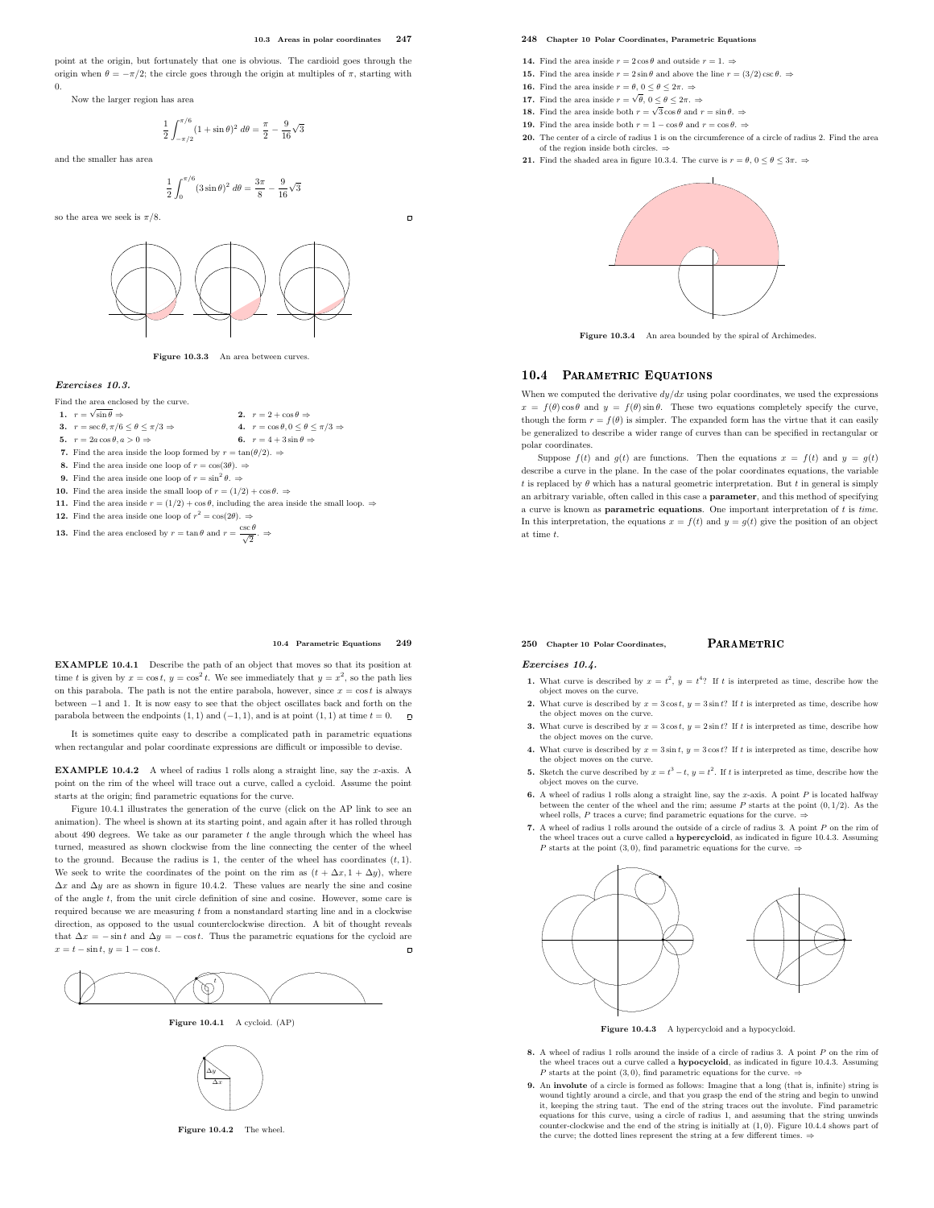point at the origin, but fortunately that one is obvious. The cardioid goes through the origin when $\theta = -\pi/2$; the circle goes through the origin at multiples of $\pi$, starting with 0.

Now the larger region has area

$$\frac{1}{2}\int_{-\pi/2}^{\pi/6}(1+\sin\theta)^2\,d\theta = \frac{\pi}{2} - \frac{9}{16}\sqrt{3}$$

and the smaller has area

$$\frac{1}{2}\int_{0}^{\pi/6}(3\sin\theta)^2\,d\theta = \frac{3\pi}{8} - \frac{9}{16}\sqrt{3}$$

so the area we seek is $\pi/8$.

**Figure 10.3.3** An area between curves.

### *Exercises 10.3.*

Find the area enclosed by the curve.

1. $r = \sqrt{\sin\theta}$ ⇒
2. $r = 2 + \cos\theta$ ⇒
3. $r = \sec\theta, \pi/6 \le \theta \le \pi/3$ ⇒
4. $r = \cos\theta, 0 \le \theta \le \pi/3$ ⇒
5. $r = 2a\cos\theta, a > 0$ ⇒
6. $r = 4 + 3\sin\theta$ ⇒
7. Find the area inside the loop formed by $r = \tan(\theta/2)$. ⇒
8. Find the area inside one loop of $r = \cos(3\theta)$. ⇒
9. Find the area inside one loop of $r = \sin^2\theta$. ⇒
10. Find the area inside the small loop of $r = (1/2) + \cos\theta$. ⇒
11. Find the area inside $r = (1/2) + \cos\theta$, including the area inside the small loop. ⇒
12. Find the area inside one loop of $r^2 = \cos(2\theta)$. ⇒
13. Find the area enclosed by $r = \tan\theta$ and $r = \dfrac{\csc\theta}{\sqrt{2}}$. ⇒
14. Find the area inside $r = 2\cos\theta$ and outside $r = 1$. ⇒
15. Find the area inside $r = 2\sin\theta$ and above the line $r = (3/2)\csc\theta$. ⇒
16. Find the area inside $r = \theta$, $0 \le \theta \le 2\pi$. ⇒
17. Find the area inside $r = \sqrt{\theta}$, $0 \le \theta \le 2\pi$. ⇒
18. Find the area inside both $r = \sqrt{3}\cos\theta$ and $r = \sin\theta$. ⇒
19. Find the area inside both $r = 1 - \cos\theta$ and $r = \cos\theta$. ⇒
20. The center of a circle of radius 1 is on the circumference of a circle of radius 2. Find the area of the region inside both circles. ⇒
21. Find the shaded area in figure 10.3.4. The curve is $r = \theta$, $0 \le \theta \le 3\pi$. ⇒

**Figure 10.3.4** An area bounded by the spiral of Archimedes.

## 10.4 Parametric Equations

When we computed the derivative $dy/dx$ using polar coordinates, we used the expressions $x = f(\theta)\cos\theta$ and $y = f(\theta)\sin\theta$. These two equations completely specify the curve, though the form $r = f(\theta)$ is simpler. The expanded form has the virtue that it can easily be generalized to describe a wider range of curves than can be specified in rectangular or polar coordinates.

Suppose $f(t)$ and $g(t)$ are functions. Then the equations $x = f(t)$ and $y = g(t)$ describe a curve in the plane. In the case of the polar coordinates equations, the variable $t$ is replaced by $\theta$ which has a natural geometric interpretation. But $t$ in general is simply an arbitrary variable, often called in this case a **parameter**, and this method of specifying a curve is known as **parametric equations**. One important interpretation of $t$ is *time*. In this interpretation, the equations $x = f(t)$ and $y = g(t)$ give the position of an object at time $t$.

**EXAMPLE 10.4.1** Describe the path of an object that moves so that its position at time $t$ is given by $x = \cos t$, $y = \cos^2 t$. We see immediately that $y = x^2$, so the path lies on this parabola. The path is not the entire parabola, however, since $x = \cos t$ is always between $-1$ and 1. It is now easy to see that the object oscillates back and forth on the parabola between the endpoints $(1,1)$ and $(-1,1)$, and is at point $(1,1)$ at time $t = 0$. □

It is sometimes quite easy to describe a complicated path in parametric equations when rectangular and polar coordinate expressions are difficult or impossible to devise.

**EXAMPLE 10.4.2** A wheel of radius 1 rolls along a straight line, say the $x$-axis. A point on the rim of the wheel will trace out a curve, called a cycloid. Assume the point starts at the origin; find parametric equations for the curve.

Figure 10.4.1 illustrates the generation of the curve (click on the AP link to see an animation). The wheel is shown at its starting point, and again after it has rolled through about 490 degrees. We take as our parameter $t$ the angle through which the wheel has turned, measured as shown clockwise from the line connecting the center of the wheel to the ground. Because the radius is 1, the center of the wheel has coordinates $(t, 1)$. We seek to write the coordinates of the point on the rim as $(t + \Delta x, 1 + \Delta y)$, where $\Delta x$ and $\Delta y$ are as shown in figure 10.4.2. These values are nearly the sine and cosine of the angle $t$, from the unit circle definition of sine and cosine. However, some care is required because we are measuring $t$ from a nonstandard starting line and in a clockwise direction, as opposed to the usual counterclockwise direction. A bit of thought reveals that $\Delta x = -\sin t$ and $\Delta y = -\cos t$. Thus the parametric equations for the cycloid are $x = t - \sin t$, $y = 1 - \cos t$. □

**Figure 10.4.1** A cycloid. (AP)

**Figure 10.4.2** The wheel.

### *Exercises 10.4.*

1. What curve is described by $x = t^2$, $y = t^4$? If $t$ is interpreted as time, describe how the object moves on the curve.
2. What curve is described by $x = 3\cos t$, $y = 3\sin t$? If $t$ is interpreted as time, describe how the object moves on the curve.
3. What curve is described by $x = 3\cos t$, $y = 2\sin t$? If $t$ is interpreted as time, describe how the object moves on the curve.
4. What curve is described by $x = 3\sin t$, $y = 3\cos t$? If $t$ is interpreted as time, describe how the object moves on the curve.
5. Sketch the curve described by $x = t^3 - t$, $y = t^2$. If $t$ is interpreted as time, describe how the object moves on the curve.
6. A wheel of radius 1 rolls along a straight line, say the $x$-axis. A point $P$ is located halfway between the center of the wheel and the rim; assume $P$ starts at the point $(0, 1/2)$. As the wheel rolls, $P$ traces a curve; find parametric equations for the curve. ⇒
7. A wheel of radius 1 rolls around the outside of a circle of radius 3. A point $P$ on the rim of the wheel traces out a curve called a **hypercycloid**, as indicated in figure 10.4.3. Assuming $P$ starts at the point $(3,0)$, find parametric equations for the curve. ⇒

**Figure 10.4.3** A hypercycloid and a hypocycloid.

8. A wheel of radius 1 rolls around the inside of a circle of radius 3. A point $P$ on the rim of the wheel traces out a curve called a **hypocycloid**, as indicated in figure 10.4.3. Assuming $P$ starts at the point $(3,0)$, find parametric equations for the curve. ⇒
9. An **involute** of a circle is formed as follows: Imagine that a long (that is, infinite) string is wound tightly around a circle, and that you grasp the end of the string and begin to unwind it, keeping the string taut. The end of the string traces out the involute. Find parametric equations for this curve, using a circle of radius 1, and assuming that the string unwinds counter-clockwise and the end of the string is initially at $(1,0)$. Figure 10.4.4 shows part of the curve; the dotted lines represent the string at a few different times. ⇒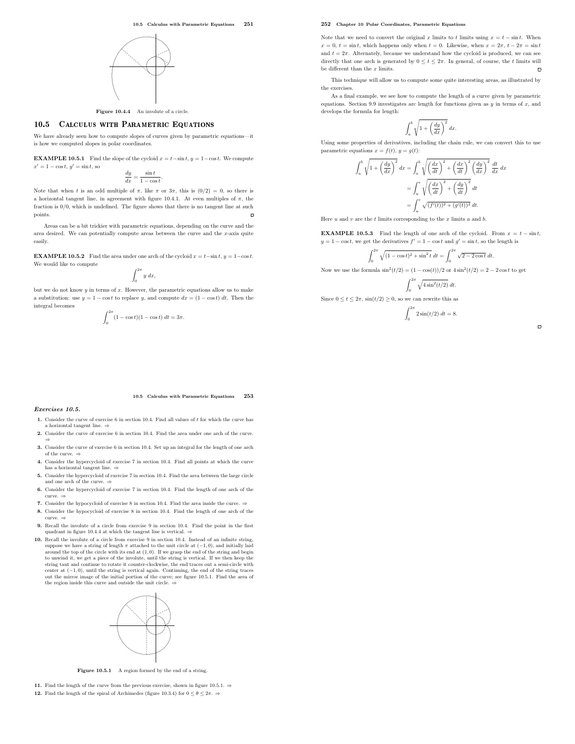Figure 10.4.4 An involute of a circle.

## 10.5 Calculus with Parametric Equations

We have already seen how to compute slopes of curves given by parametric equations—it is how we computed slopes in polar coordinates.

**EXAMPLE 10.5.1** Find the slope of the cycloid $x = t - \sin t$, $y = 1 - \cos t$. We compute $x' = 1 - \cos t$, $y' = \sin t$, so

$$\frac{dy}{dx} = \frac{\sin t}{1 - \cos t}.$$

Note that when $t$ is an odd multiple of $\pi$, like $\pi$ or $3\pi$, this is $(0/2) = 0$, so there is a horizontal tangent line, in agreement with figure 10.4.1. At even multiples of $\pi$, the fraction is $0/0$, which is undefined. The figure shows that there is no tangent line at such points. □

Areas can be a bit trickier with parametric equations, depending on the curve and the area desired. We can potentially compute areas between the curve and the $x$-axis quite easily.

**EXAMPLE 10.5.2** Find the area under one arch of the cycloid $x = t - \sin t$, $y = 1 - \cos t$. We would like to compute

$$\int_0^{2\pi} y\, dx,$$

but we do not know $y$ in terms of $x$. However, the parametric equations allow us to make a substitution: use $y = 1 - \cos t$ to replace $y$, and compute $dx = (1 - \cos t)\, dt$. Then the integral becomes

$$\int_0^{2\pi} (1 - \cos t)(1 - \cos t)\, dt = 3\pi.$$

Note that we need to convert the original $x$ limits to $t$ limits using $x = t - \sin t$. When $x = 0$, $t = \sin t$, which happens only when $t = 0$. Likewise, when $x = 2\pi$, $t - 2\pi = \sin t$ and $t = 2\pi$. Alternately, because we understand how the cycloid is produced, we can see directly that one arch is generated by $0 \le t \le 2\pi$. In general, of course, the $t$ limits will be different than the $x$ limits. □

This technique will allow us to compute some quite interesting areas, as illustrated by the exercises.

As a final example, we see how to compute the length of a curve given by parametric equations. Section 9.9 investigates arc length for functions given as $y$ in terms of $x$, and develops the formula for length:

$$\int_a^b \sqrt{1 + \left(\frac{dy}{dx}\right)^2}\, dx.$$

Using some properties of derivatives, including the chain rule, we can convert this to use parametric equations $x = f(t)$, $y = g(t)$:

$$\begin{aligned}
\int_a^b \sqrt{1 + \left(\frac{dy}{dx}\right)^2}\, dx &= \int_a^b \sqrt{\left(\frac{dx}{dt}\right)^2 + \left(\frac{dx}{dt}\right)^2 \left(\frac{dy}{dx}\right)^2}\, \frac{dt}{dx}\, dx \\
&= \int_u^v \sqrt{\left(\frac{dx}{dt}\right)^2 + \left(\frac{dy}{dt}\right)^2}\, dt \\
&= \int_u^v \sqrt{(f'(t))^2 + (g'(t))^2}\, dt.
\end{aligned}$$

Here $u$ and $v$ are the $t$ limits corresponding to the $x$ limits $a$ and $b$.

**EXAMPLE 10.5.3** Find the length of one arch of the cycloid. From $x = t - \sin t$, $y = 1 - \cos t$, we get the derivatives $f' = 1 - \cos t$ and $g' = \sin t$, so the length is

$$\int_0^{2\pi} \sqrt{(1 - \cos t)^2 + \sin^2 t}\, dt = \int_0^{2\pi} \sqrt{2 - 2\cos t}\, dt.$$

Now we use the formula $\sin^2(t/2) = (1 - \cos(t))/2$ or $4\sin^2(t/2) = 2 - 2\cos t$ to get

$$\int_0^{2\pi} \sqrt{4\sin^2(t/2)}\, dt.$$

Since $0 \le t \le 2\pi$, $\sin(t/2) \ge 0$, so we can rewrite this as

$$\int_0^{2\pi} 2\sin(t/2)\, dt = 8.$$

□

### *Exercises 10.5.*

1. Consider the curve of exercise 6 in section 10.4. Find all values of $t$ for which the curve has a horizontal tangent line. ⇒
2. Consider the curve of exercise 6 in section 10.4. Find the area under one arch of the curve. ⇒
3. Consider the curve of exercise 6 in section 10.4. Set up an integral for the length of one arch of the curve. ⇒
4. Consider the hypercycloid of exercise 7 in section 10.4. Find all points at which the curve has a horizontal tangent line. ⇒
5. Consider the hypercycloid of exercise 7 in section 10.4. Find the area between the large circle and one arch of the curve. ⇒
6. Consider the hypercycloid of exercise 7 in section 10.4. Find the length of one arch of the curve. ⇒
7. Consider the hypocycloid of exercise 8 in section 10.4. Find the area inside the curve. ⇒
8. Consider the hypocycloid of exercise 8 in section 10.4. Find the length of one arch of the curve. ⇒
9. Recall the involute of a circle from exercise 9 in section 10.4. Find the point in the first quadrant in figure 10.4.4 at which the tangent line is vertical. ⇒
10. Recall the involute of a circle from exercise 9 in section 10.4. Instead of an infinite string, suppose we have a string of length $\pi$ attached to the unit circle at $(-1, 0)$, and initially laid around the top of the circle with its end at $(1, 0)$. If we grasp the end of the string and begin to unwind it, we get a piece of the involute, until the string is vertical. If we then keep the string taut and continue to rotate it counter-clockwise, the end traces out a semi-circle with center at $(-1, 0)$, until the string is vertical again. Continuing, the end of the string traces out the mirror image of the initial portion of the curve; see figure 10.5.1. Find the area of the region inside this curve and outside the unit circle. ⇒

Figure 10.5.1 A region formed by the end of a string.

11. Find the length of the curve from the previous exercise, shown in figure 10.5.1. ⇒
12. Find the length of the spiral of Archimedes (figure 10.3.4) for $0 \le \theta \le 2\pi$. ⇒